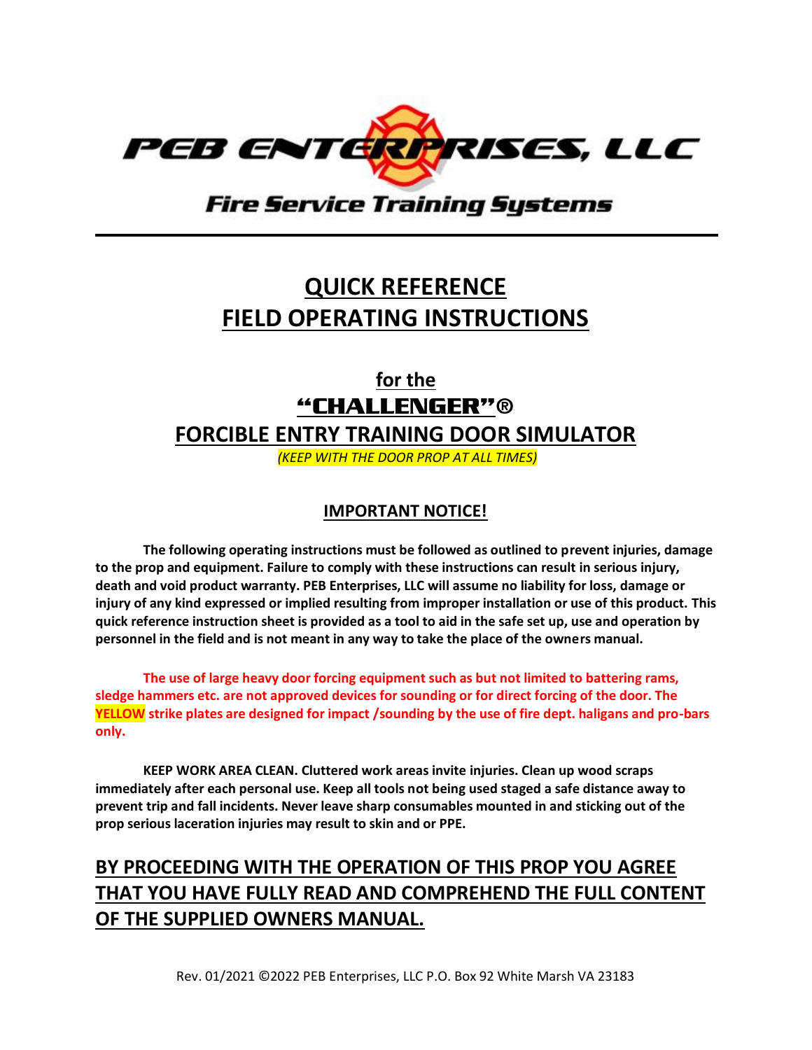**PEB ENTERPRISES, LLC**

**Fire Service Training Systems**

---

# QUICK REFERENCE FIELD OPERATING INSTRUCTIONS

## for the "CHALLENGER"® FORCIBLE ENTRY TRAINING DOOR SIMULATOR

*(KEEP WITH THE DOOR PROP AT ALL TIMES)*

### IMPORTANT NOTICE!

**The following operating instructions must be followed as outlined to prevent injuries, damage to the prop and equipment. Failure to comply with these instructions can result in serious injury, death and void product warranty. PEB Enterprises, LLC will assume no liability for loss, damage or injury of any kind expressed or implied resulting from improper installation or use of this product. This quick reference instruction sheet is provided as a tool to aid in the safe set up, use and operation by personnel in the field and is not meant in any way to take the place of the owners manual.**

**The use of large heavy door forcing equipment such as but not limited to battering rams, sledge hammers etc. are not approved devices for sounding or for direct forcing of the door. The YELLOW strike plates are designed for impact /sounding by the use of fire dept. haligans and pro-bars only.**

**KEEP WORK AREA CLEAN. Cluttered work areas invite injuries. Clean up wood scraps immediately after each personal use. Keep all tools not being used staged a safe distance away to prevent trip and fall incidents. Never leave sharp consumables mounted in and sticking out of the prop serious laceration injuries may result to skin and or PPE.**

## BY PROCEEDING WITH THE OPERATION OF THIS PROP YOU AGREE THAT YOU HAVE FULLY READ AND COMPREHEND THE FULL CONTENT OF THE SUPPLIED OWNERS MANUAL.

Rev. 01/2021 ©2022 PEB Enterprises, LLC P.O. Box 92 White Marsh VA 23183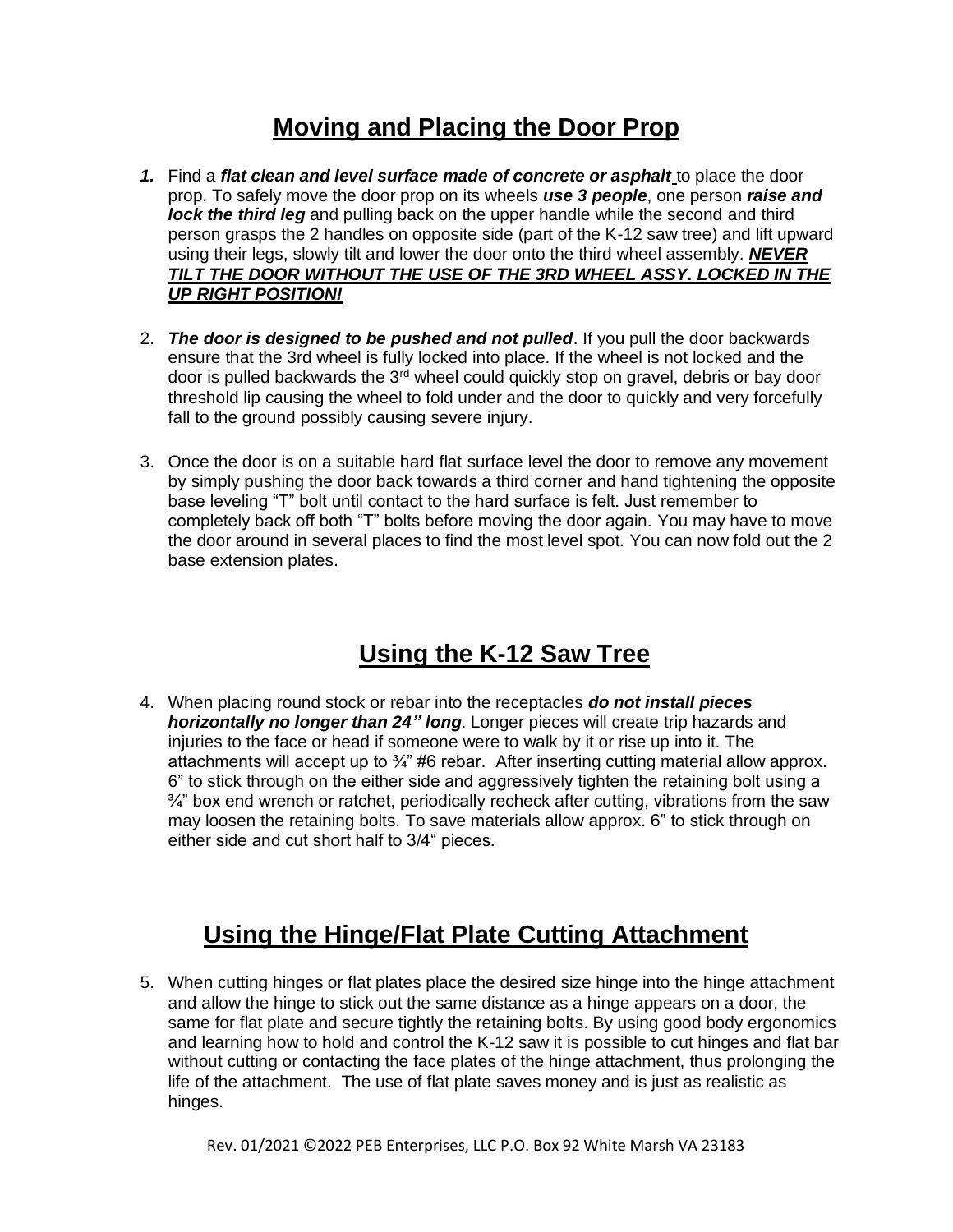## Moving and Placing the Door Prop

1. Find a ***flat clean and level surface made of concrete or asphalt*** to place the door prop. To safely move the door prop on its wheels ***use 3 people***, one person ***raise and lock the third leg*** and pulling back on the upper handle while the second and third person grasps the 2 handles on opposite side (part of the K-12 saw tree) and lift upward using their legs, slowly tilt and lower the door onto the third wheel assembly. ***NEVER TILT THE DOOR WITHOUT THE USE OF THE 3RD WHEEL ASSY. LOCKED IN THE UP RIGHT POSITION!***

2. ***The door is designed to be pushed and not pulled***. If you pull the door backwards ensure that the 3rd wheel is fully locked into place. If the wheel is not locked and the door is pulled backwards the 3rd wheel could quickly stop on gravel, debris or bay door threshold lip causing the wheel to fold under and the door to quickly and very forcefully fall to the ground possibly causing severe injury.

3. Once the door is on a suitable hard flat surface level the door to remove any movement by simply pushing the door back towards a third corner and hand tightening the opposite base leveling "T" bolt until contact to the hard surface is felt. Just remember to completely back off both "T" bolts before moving the door again. You may have to move the door around in several places to find the most level spot. You can now fold out the 2 base extension plates.

## Using the K-12 Saw Tree

4. When placing round stock or rebar into the receptacles ***do not install pieces horizontally no longer than 24" long***. Longer pieces will create trip hazards and injuries to the face or head if someone were to walk by it or rise up into it. The attachments will accept up to ¾" #6 rebar. After inserting cutting material allow approx. 6" to stick through on the either side and aggressively tighten the retaining bolt using a ¾" box end wrench or ratchet, periodically recheck after cutting, vibrations from the saw may loosen the retaining bolts. To save materials allow approx. 6" to stick through on either side and cut short half to 3/4" pieces.

## Using the Hinge/Flat Plate Cutting Attachment

5. When cutting hinges or flat plates place the desired size hinge into the hinge attachment and allow the hinge to stick out the same distance as a hinge appears on a door, the same for flat plate and secure tightly the retaining bolts. By using good body ergonomics and learning how to hold and control the K-12 saw it is possible to cut hinges and flat bar without cutting or contacting the face plates of the hinge attachment, thus prolonging the life of the attachment. The use of flat plate saves money and is just as realistic as hinges.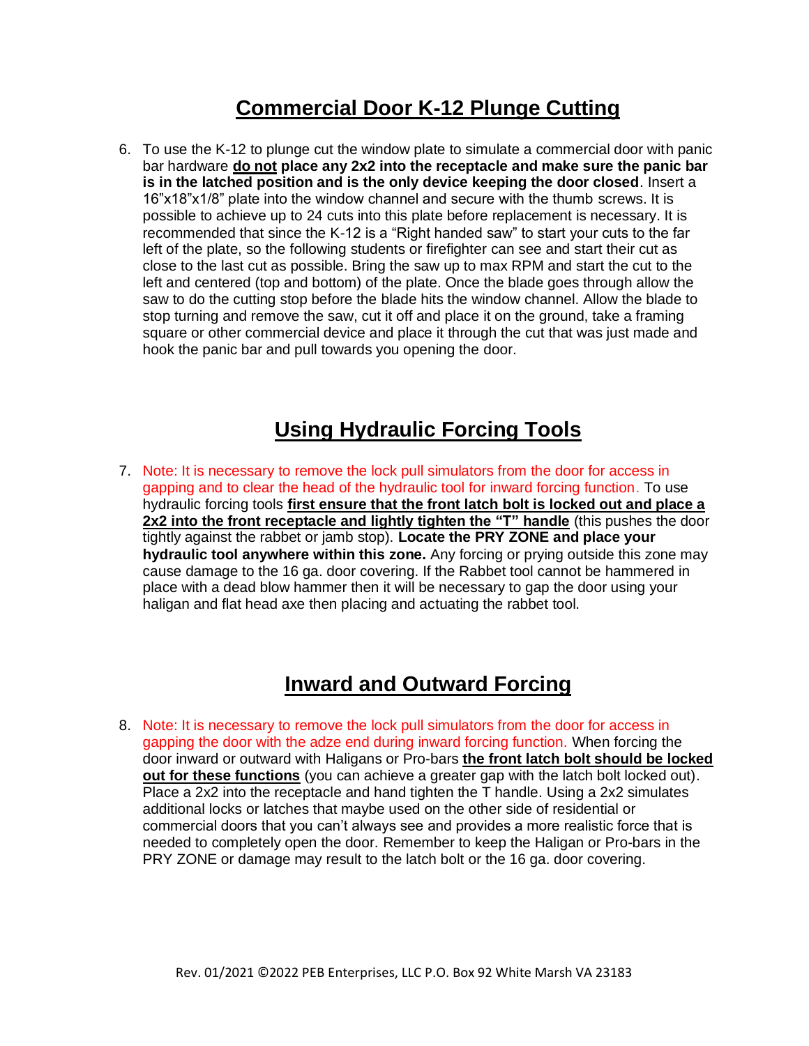## Commercial Door K-12 Plunge Cutting

6. To use the K-12 to plunge cut the window plate to simulate a commercial door with panic bar hardware **do not place any 2x2 into the receptacle and make sure the panic bar is in the latched position and is the only device keeping the door closed**. Insert a 16"x18"x1/8" plate into the window channel and secure with the thumb screws. It is possible to achieve up to 24 cuts into this plate before replacement is necessary. It is recommended that since the K-12 is a "Right handed saw" to start your cuts to the far left of the plate, so the following students or firefighter can see and start their cut as close to the last cut as possible. Bring the saw up to max RPM and start the cut to the left and centered (top and bottom) of the plate. Once the blade goes through allow the saw to do the cutting stop before the blade hits the window channel. Allow the blade to stop turning and remove the saw, cut it off and place it on the ground, take a framing square or other commercial device and place it through the cut that was just made and hook the panic bar and pull towards you opening the door.

## Using Hydraulic Forcing Tools

7. Note: It is necessary to remove the lock pull simulators from the door for access in gapping and to clear the head of the hydraulic tool for inward forcing function. To use hydraulic forcing tools **first ensure that the front latch bolt is locked out and place a 2x2 into the front receptacle and lightly tighten the "T" handle** (this pushes the door tightly against the rabbet or jamb stop). **Locate the PRY ZONE and place your hydraulic tool anywhere within this zone.** Any forcing or prying outside this zone may cause damage to the 16 ga. door covering. If the Rabbet tool cannot be hammered in place with a dead blow hammer then it will be necessary to gap the door using your haligan and flat head axe then placing and actuating the rabbet tool.

## Inward and Outward Forcing

8. Note: It is necessary to remove the lock pull simulators from the door for access in gapping the door with the adze end during inward forcing function. When forcing the door inward or outward with Haligans or Pro-bars **the front latch bolt should be locked out for these functions** (you can achieve a greater gap with the latch bolt locked out). Place a 2x2 into the receptacle and hand tighten the T handle. Using a 2x2 simulates additional locks or latches that maybe used on the other side of residential or commercial doors that you can't always see and provides a more realistic force that is needed to completely open the door. Remember to keep the Haligan or Pro-bars in the PRY ZONE or damage may result to the latch bolt or the 16 ga. door covering.

Rev. 01/2021 ©2022 PEB Enterprises, LLC P.O. Box 92 White Marsh VA 23183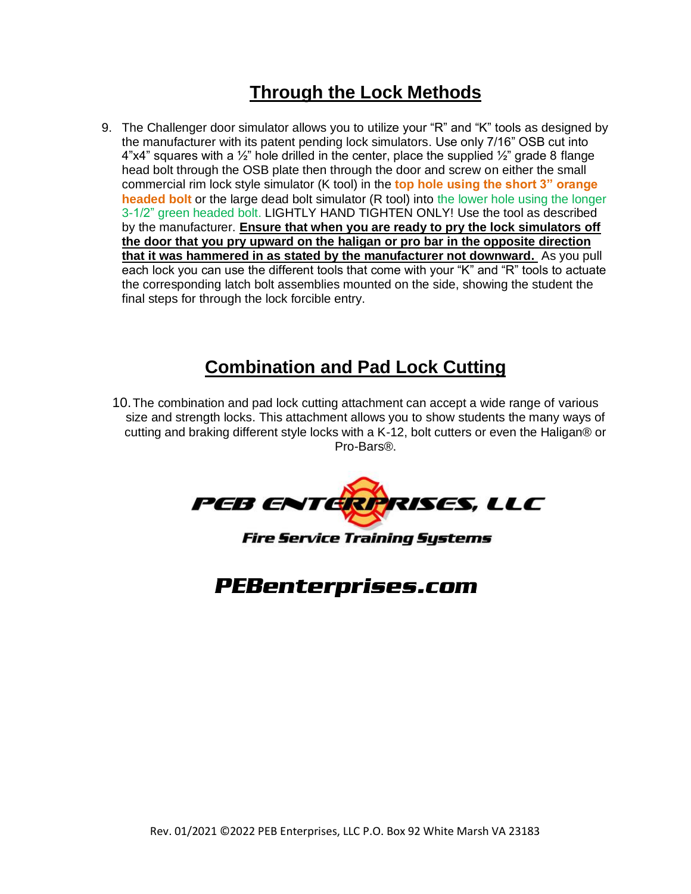## Through the Lock Methods

9. The Challenger door simulator allows you to utilize your "R" and "K" tools as designed by the manufacturer with its patent pending lock simulators. Use only 7/16" OSB cut into 4"x4" squares with a ½" hole drilled in the center, place the supplied ½" grade 8 flange head bolt through the OSB plate then through the door and screw on either the small commercial rim lock style simulator (K tool) in the **top hole using the short 3" orange headed bolt** or the large dead bolt simulator (R tool) into the lower hole using the longer 3-1/2" green headed bolt. LIGHTLY HAND TIGHTEN ONLY! Use the tool as described by the manufacturer. **Ensure that when you are ready to pry the lock simulators off the door that you pry upward on the haligan or pro bar in the opposite direction that it was hammered in as stated by the manufacturer not downward.** As you pull each lock you can use the different tools that come with your "K" and "R" tools to actuate the corresponding latch bolt assemblies mounted on the side, showing the student the final steps for through the lock forcible entry.

## Combination and Pad Lock Cutting

10. The combination and pad lock cutting attachment can accept a wide range of various size and strength locks. This attachment allows you to show students the many ways of cutting and braking different style locks with a K-12, bolt cutters or even the Haligan® or Pro-Bars®.

**PEB ENTERPRISES, LLC**

**Fire Service Training Systems**

**PEBenterprises.com**

Rev. 01/2021 ©2022 PEB Enterprises, LLC P.O. Box 92 White Marsh VA 23183